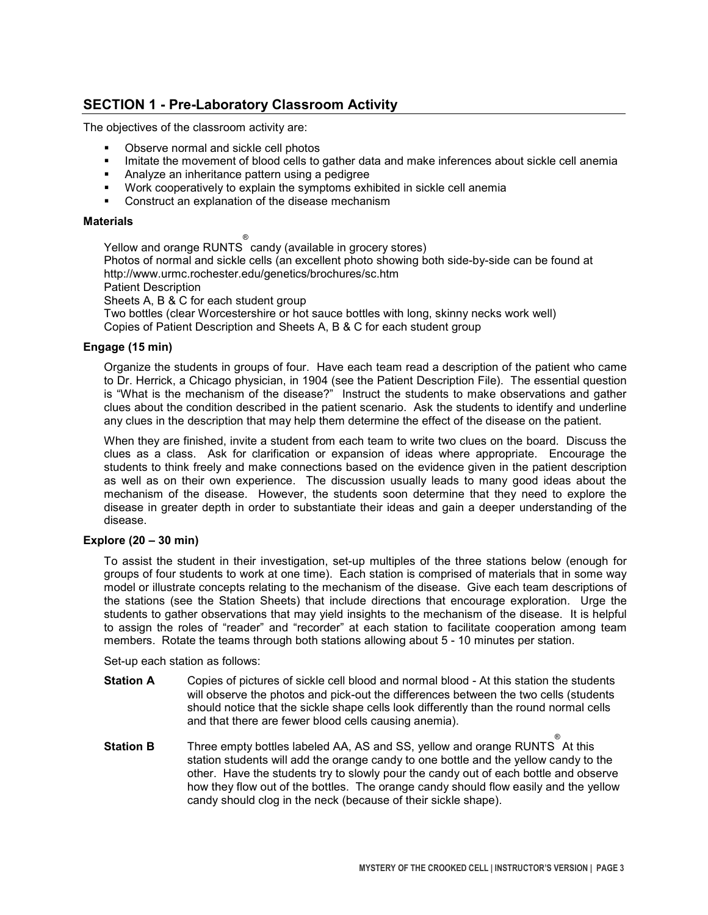## SECTION 1 - Pre-Laboratory Classroom Activity

The objectives of the classroom activity are:

- Observe normal and sickle cell photos
- Imitate the movement of blood cells to gather data and make inferences about sickle cell anemia
- Analyze an inheritance pattern using a pedigree
- Work cooperatively to explain the symptoms exhibited in sickle cell anemia
- Construct an explanation of the disease mechanism

### Materials

Yellow and orange RUNTS® candy (available in grocery stores)
Photos of normal and sickle cells (an excellent photo showing both side-by-side can be found at http://www.urmc.rochester.edu/genetics/brochures/sc.htm
Patient Description
Sheets A, B & C for each student group
Two bottles (clear Worcestershire or hot sauce bottles with long, skinny necks work well)
Copies of Patient Description and Sheets A, B & C for each student group

### Engage (15 min)

Organize the students in groups of four. Have each team read a description of the patient who came to Dr. Herrick, a Chicago physician, in 1904 (see the Patient Description File). The essential question is "What is the mechanism of the disease?" Instruct the students to make observations and gather clues about the condition described in the patient scenario. Ask the students to identify and underline any clues in the description that may help them determine the effect of the disease on the patient.

When they are finished, invite a student from each team to write two clues on the board. Discuss the clues as a class. Ask for clarification or expansion of ideas where appropriate. Encourage the students to think freely and make connections based on the evidence given in the patient description as well as on their own experience. The discussion usually leads to many good ideas about the mechanism of the disease. However, the students soon determine that they need to explore the disease in greater depth in order to substantiate their ideas and gain a deeper understanding of the disease.

### Explore (20 – 30 min)

To assist the student in their investigation, set-up multiples of the three stations below (enough for groups of four students to work at one time). Each station is comprised of materials that in some way model or illustrate concepts relating to the mechanism of the disease. Give each team descriptions of the stations (see the Station Sheets) that include directions that encourage exploration. Urge the students to gather observations that may yield insights to the mechanism of the disease. It is helpful to assign the roles of "reader" and "recorder" at each station to facilitate cooperation among team members. Rotate the teams through both stations allowing about 5 - 10 minutes per station.

Set-up each station as follows:

**Station A** Copies of pictures of sickle cell blood and normal blood - At this station the students will observe the photos and pick-out the differences between the two cells (students should notice that the sickle shape cells look differently than the round normal cells and that there are fewer blood cells causing anemia).

**Station B** Three empty bottles labeled AA, AS and SS, yellow and orange RUNTS® At this station students will add the orange candy to one bottle and the yellow candy to the other. Have the students try to slowly pour the candy out of each bottle and observe how they flow out of the bottles. The orange candy should flow easily and the yellow candy should clog in the neck (because of their sickle shape).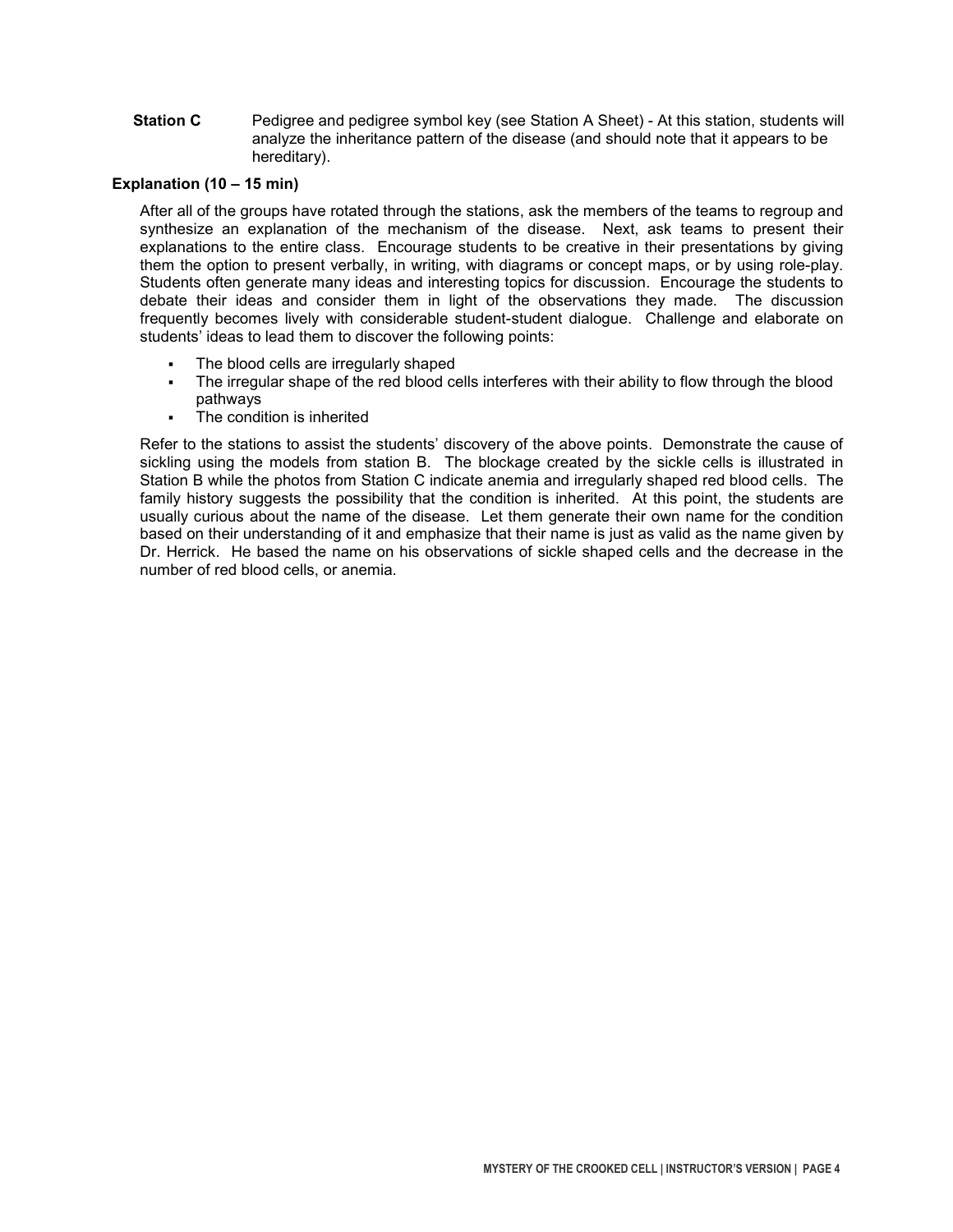**Station C** Pedigree and pedigree symbol key (see Station A Sheet) - At this station, students will analyze the inheritance pattern of the disease (and should note that it appears to be hereditary).

### Explanation (10 – 15 min)

After all of the groups have rotated through the stations, ask the members of the teams to regroup and synthesize an explanation of the mechanism of the disease. Next, ask teams to present their explanations to the entire class. Encourage students to be creative in their presentations by giving them the option to present verbally, in writing, with diagrams or concept maps, or by using role-play. Students often generate many ideas and interesting topics for discussion. Encourage the students to debate their ideas and consider them in light of the observations they made. The discussion frequently becomes lively with considerable student-student dialogue. Challenge and elaborate on students' ideas to lead them to discover the following points:

- The blood cells are irregularly shaped
- The irregular shape of the red blood cells interferes with their ability to flow through the blood pathways
- The condition is inherited

Refer to the stations to assist the students' discovery of the above points. Demonstrate the cause of sickling using the models from station B. The blockage created by the sickle cells is illustrated in Station B while the photos from Station C indicate anemia and irregularly shaped red blood cells. The family history suggests the possibility that the condition is inherited. At this point, the students are usually curious about the name of the disease. Let them generate their own name for the condition based on their understanding of it and emphasize that their name is just as valid as the name given by Dr. Herrick. He based the name on his observations of sickle shaped cells and the decrease in the number of red blood cells, or anemia.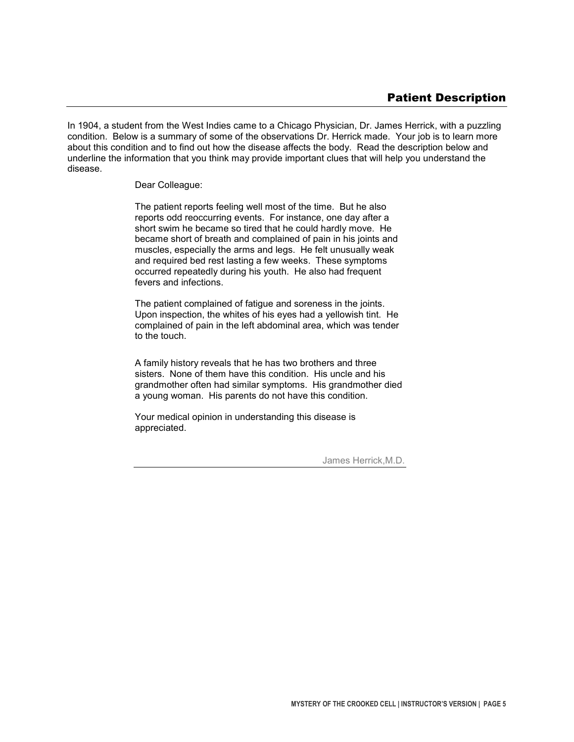## Patient Description

In 1904, a student from the West Indies came to a Chicago Physician, Dr. James Herrick, with a puzzling condition. Below is a summary of some of the observations Dr. Herrick made. Your job is to learn more about this condition and to find out how the disease affects the body. Read the description below and underline the information that you think may provide important clues that will help you understand the disease.

> Dear Colleague:
>
> The patient reports feeling well most of the time. But he also reports odd reoccurring events. For instance, one day after a short swim he became so tired that he could hardly move. He became short of breath and complained of pain in his joints and muscles, especially the arms and legs. He felt unusually weak and required bed rest lasting a few weeks. These symptoms occurred repeatedly during his youth. He also had frequent fevers and infections.
>
> The patient complained of fatigue and soreness in the joints. Upon inspection, the whites of his eyes had a yellowish tint. He complained of pain in the left abdominal area, which was tender to the touch.
>
> A family history reveals that he has two brothers and three sisters. None of them have this condition. His uncle and his grandmother often had similar symptoms. His grandmother died a young woman. His parents do not have this condition.
>
> Your medical opinion in understanding this disease is appreciated.
>
> James Herrick,M.D.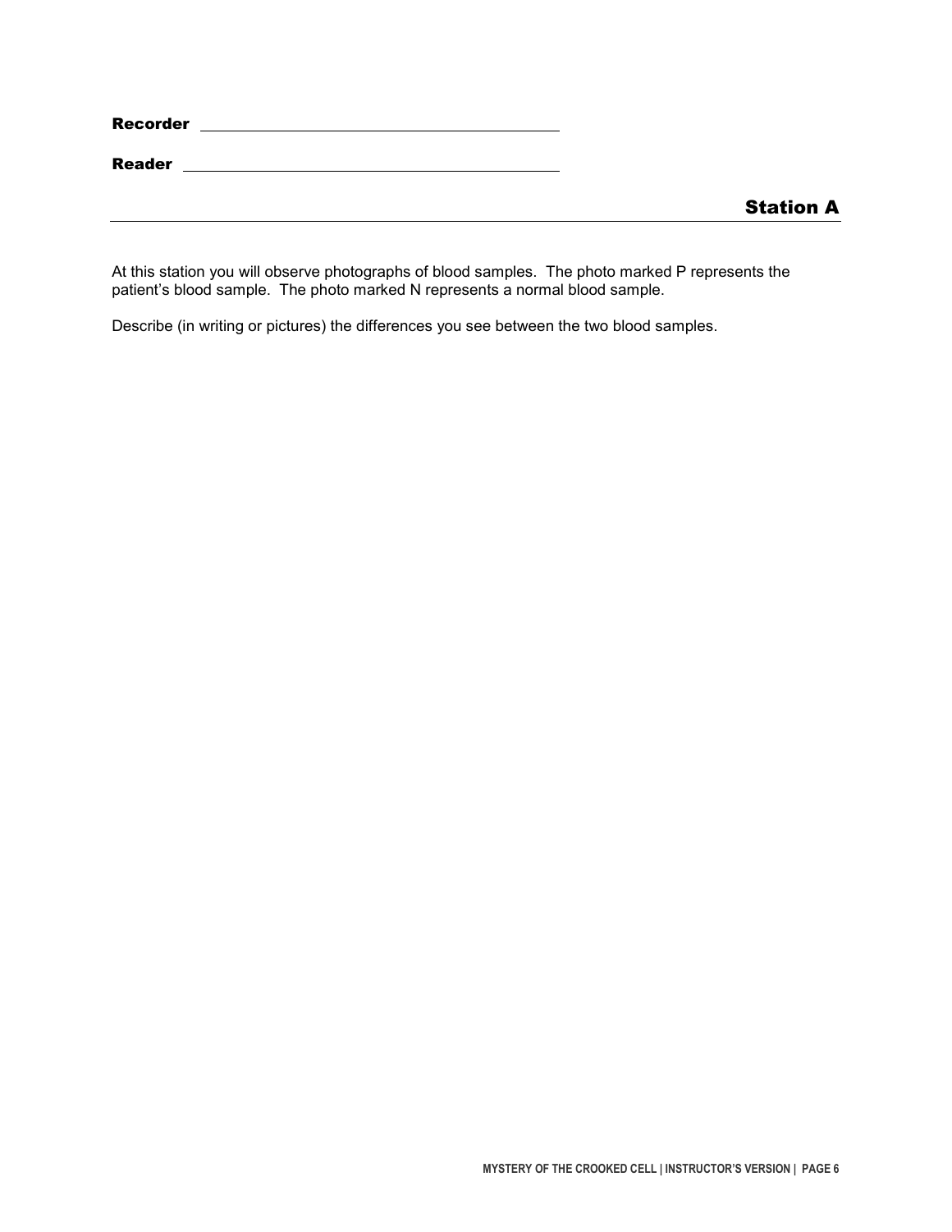**Recorder** ______________________________________

**Reader** ______________________________________

## Station A

At this station you will observe photographs of blood samples. The photo marked P represents the patient's blood sample. The photo marked N represents a normal blood sample.

Describe (in writing or pictures) the differences you see between the two blood samples.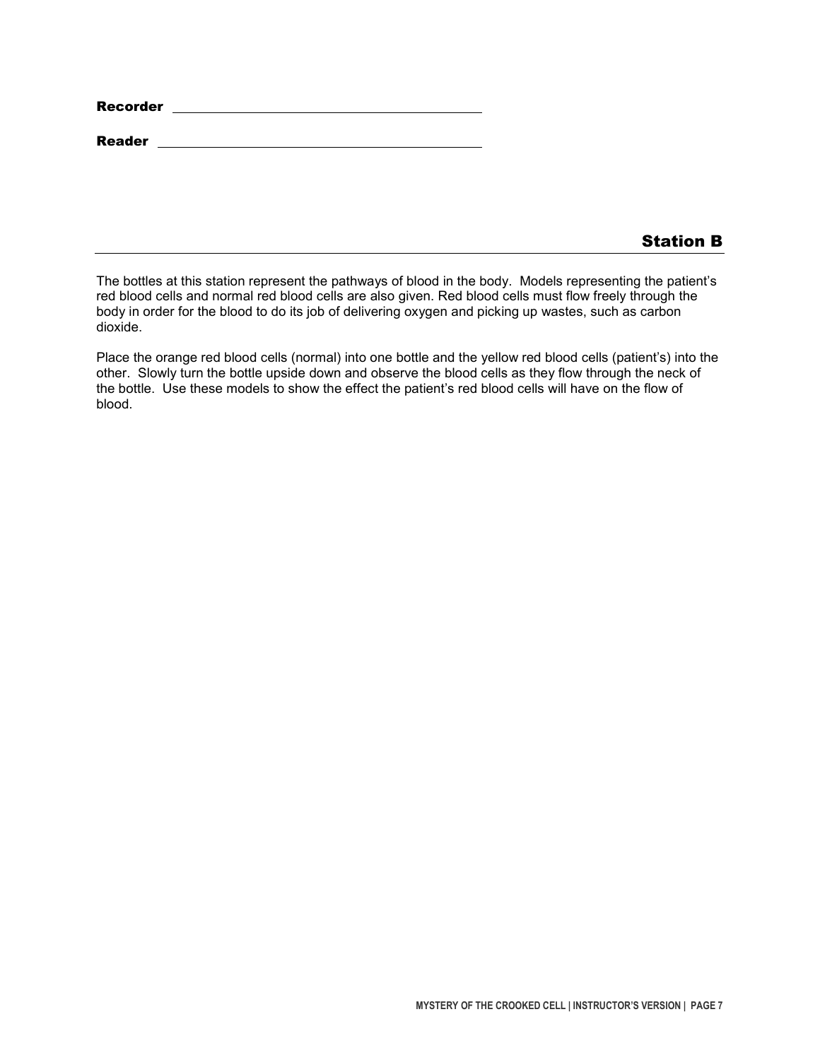**Recorder** ____________________________________________

**Reader** ____________________________________________

## Station B

The bottles at this station represent the pathways of blood in the body. Models representing the patient's red blood cells and normal red blood cells are also given. Red blood cells must flow freely through the body in order for the blood to do its job of delivering oxygen and picking up wastes, such as carbon dioxide.

Place the orange red blood cells (normal) into one bottle and the yellow red blood cells (patient's) into the other. Slowly turn the bottle upside down and observe the blood cells as they flow through the neck of the bottle. Use these models to show the effect the patient's red blood cells will have on the flow of blood.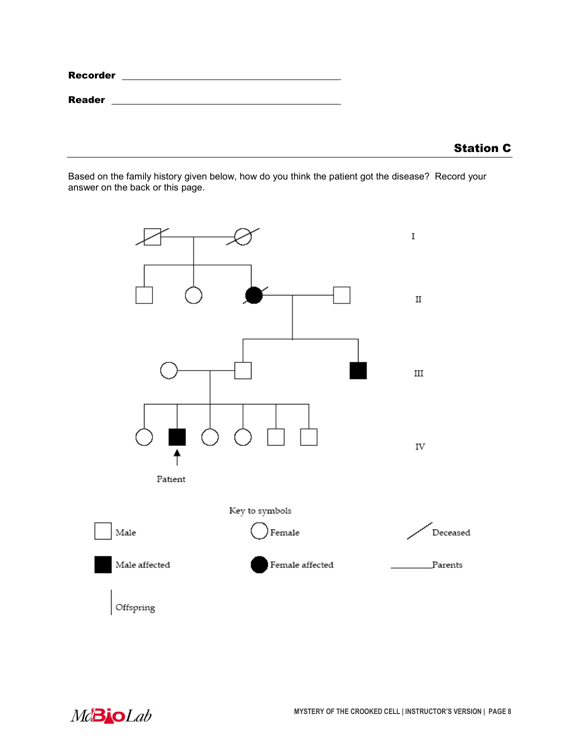**Recorder** ______________________________________________

**Reader** ______________________________________________

## Station C

Based on the family history given below, how do you think the patient got the disease? Record your answer on the back or this page.

I

II

III

IV

Patient

Key to symbols

Male

Female

Deceased

Male affected

Female affected

Parents

Offspring